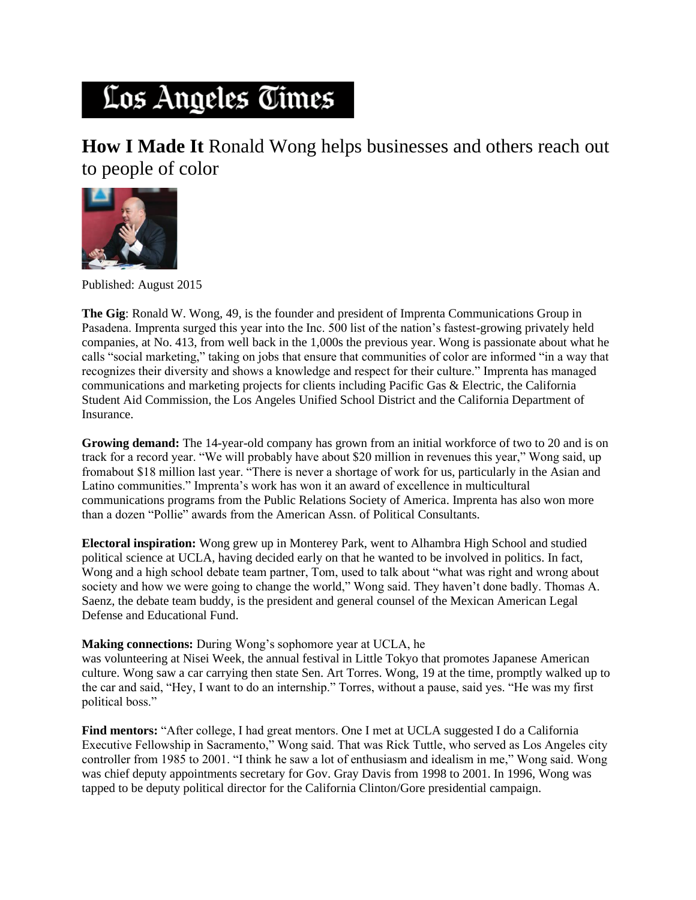# Los Angeles Times

## **How I Made It** Ronald Wong helps businesses and others reach out to people of color

Published: August 2015

**The Gig**: Ronald W. Wong, 49, is the founder and president of Imprenta Communications Group in Pasadena. Imprenta surged this year into the Inc. 500 list of the nation's fastest-growing privately held companies, at No. 413, from well back in the 1,000s the previous year. Wong is passionate about what he calls "social marketing," taking on jobs that ensure that communities of color are informed "in a way that recognizes their diversity and shows a knowledge and respect for their culture." Imprenta has managed communications and marketing projects for clients including Pacific Gas & Electric, the California Student Aid Commission, the Los Angeles Unified School District and the California Department of Insurance.

**Growing demand:** The 14-year-old company has grown from an initial workforce of two to 20 and is on track for a record year. "We will probably have about $20 million in revenues this year," Wong said, up fromabout $18 million last year. "There is never a shortage of work for us, particularly in the Asian and Latino communities." Imprenta's work has won it an award of excellence in multicultural communications programs from the Public Relations Society of America. Imprenta has also won more than a dozen "Pollie" awards from the American Assn. of Political Consultants.

**Electoral inspiration:** Wong grew up in Monterey Park, went to Alhambra High School and studied political science at UCLA, having decided early on that he wanted to be involved in politics. In fact, Wong and a high school debate team partner, Tom, used to talk about "what was right and wrong about society and how we were going to change the world," Wong said. They haven't done badly. Thomas A. Saenz, the debate team buddy, is the president and general counsel of the Mexican American Legal Defense and Educational Fund.

**Making connections:** During Wong's sophomore year at UCLA, he was volunteering at Nisei Week, the annual festival in Little Tokyo that promotes Japanese American culture. Wong saw a car carrying then state Sen. Art Torres. Wong, 19 at the time, promptly walked up to the car and said, "Hey, I want to do an internship." Torres, without a pause, said yes. "He was my first political boss."

**Find mentors:** "After college, I had great mentors. One I met at UCLA suggested I do a California Executive Fellowship in Sacramento," Wong said. That was Rick Tuttle, who served as Los Angeles city controller from 1985 to 2001. "I think he saw a lot of enthusiasm and idealism in me," Wong said. Wong was chief deputy appointments secretary for Gov. Gray Davis from 1998 to 2001. In 1996, Wong was tapped to be deputy political director for the California Clinton/Gore presidential campaign.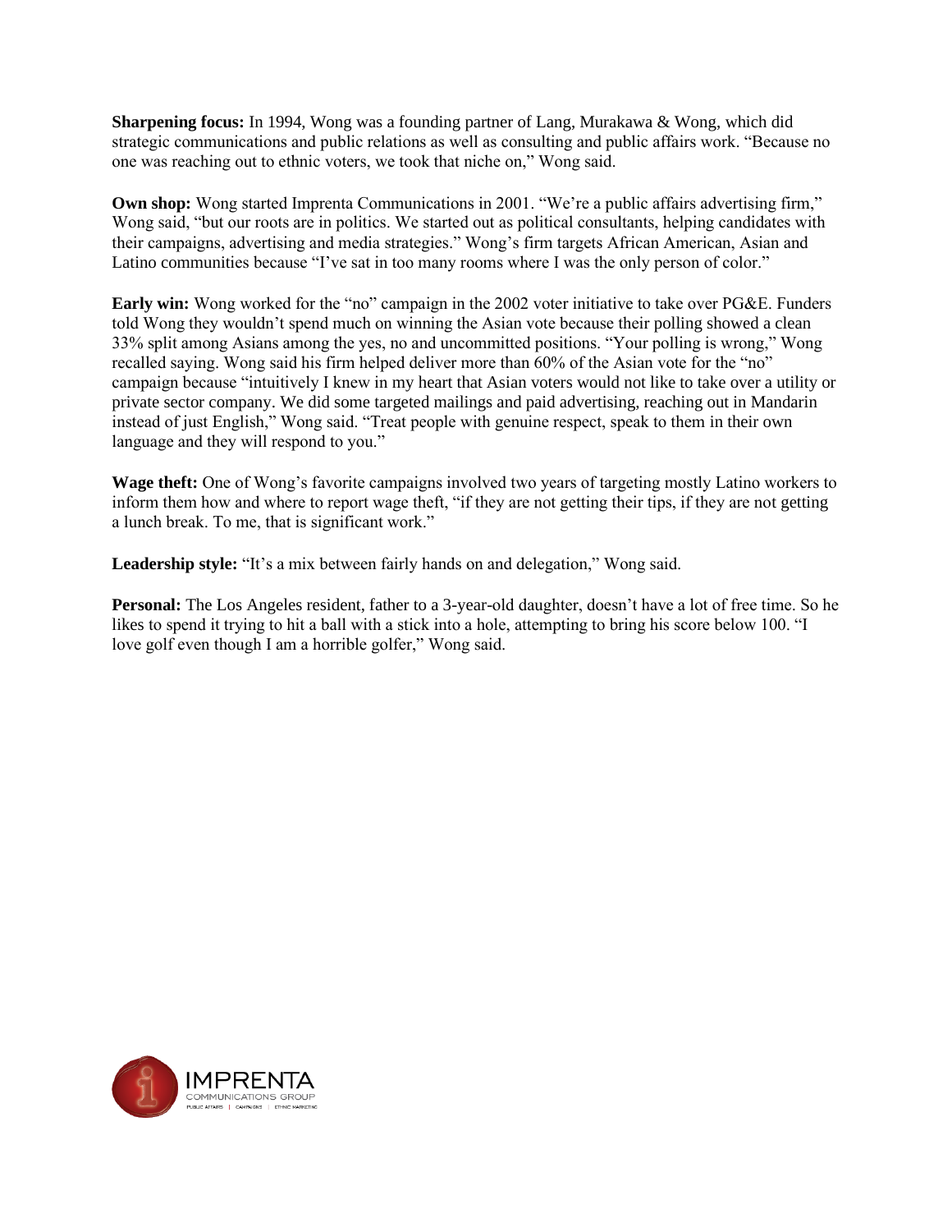**Sharpening focus:** In 1994, Wong was a founding partner of Lang, Murakawa & Wong, which did strategic communications and public relations as well as consulting and public affairs work. “Because no one was reaching out to ethnic voters, we took that niche on,” Wong said.

**Own shop:** Wong started Imprenta Communications in 2001. “We’re a public affairs advertising firm,” Wong said, “but our roots are in politics. We started out as political consultants, helping candidates with their campaigns, advertising and media strategies.” Wong’s firm targets African American, Asian and Latino communities because “I’ve sat in too many rooms where I was the only person of color.”

**Early win:** Wong worked for the “no” campaign in the 2002 voter initiative to take over PG&E. Funders told Wong they wouldn’t spend much on winning the Asian vote because their polling showed a clean 33% split among Asians among the yes, no and uncommitted positions. “Your polling is wrong,” Wong recalled saying. Wong said his firm helped deliver more than 60% of the Asian vote for the “no” campaign because “intuitively I knew in my heart that Asian voters would not like to take over a utility or private sector company. We did some targeted mailings and paid advertising, reaching out in Mandarin instead of just English,” Wong said. “Treat people with genuine respect, speak to them in their own language and they will respond to you.”

**Wage theft:** One of Wong’s favorite campaigns involved two years of targeting mostly Latino workers to inform them how and where to report wage theft, “if they are not getting their tips, if they are not getting a lunch break. To me, that is significant work.”

**Leadership style:** “It’s a mix between fairly hands on and delegation,” Wong said.

**Personal:** The Los Angeles resident, father to a 3-year-old daughter, doesn’t have a lot of free time. So he likes to spend it trying to hit a ball with a stick into a hole, attempting to bring his score below 100. “I love golf even though I am a horrible golfer,” Wong said.

IMPRENTA
COMMUNICATIONS GROUP
PUBLIC AFFAIRS | CAMPAIGNS | ETHNIC MARKETING